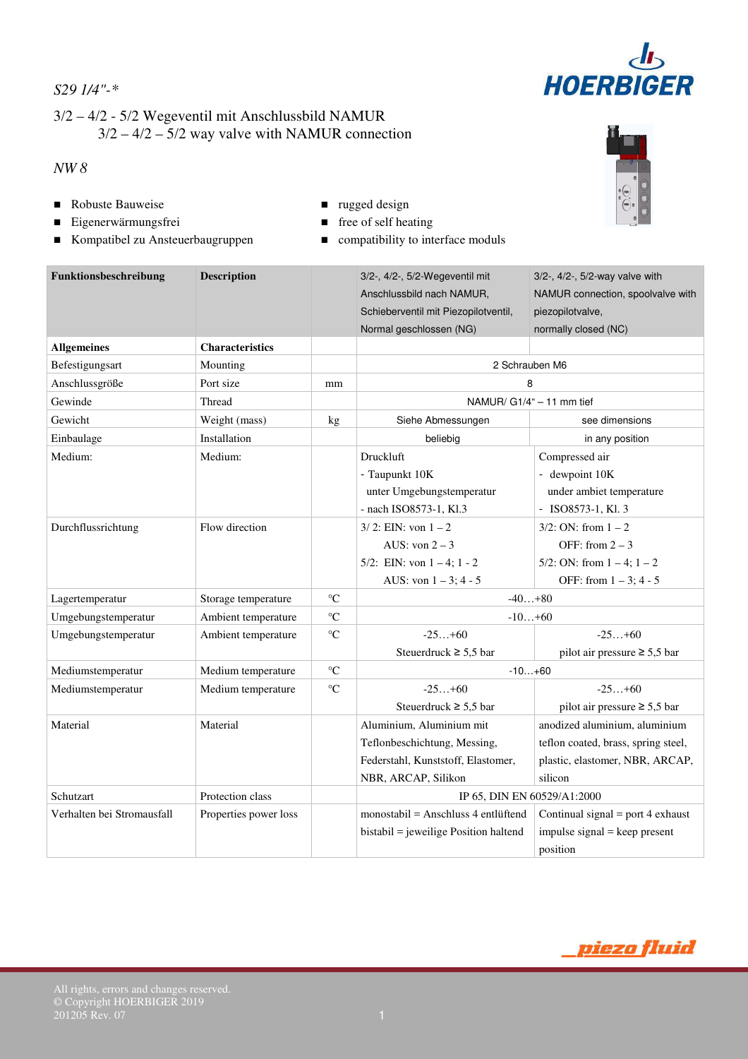*S29 1/4"-**

## 3/2 – 4/2 - 5/2 Wegeventil mit Anschlussbild NAMUR
## 3/2 – 4/2 – 5/2 way valve with NAMUR connection

*NW 8*

- Robuste Bauweise
- Eigenerwärmungsfrei
- Kompatibel zu Ansteuerbaugruppen

- rugged design
- free of self heating
- compatibility to interface moduls

| **Funktionsbeschreibung** | **Description** | | 3/2-, 4/2-, 5/2-Wegeventil mit Anschlussbild nach NAMUR, Schieberventil mit Piezopilotventil, Normal geschlossen (NG) | 3/2-, 4/2-, 5/2-way valve with NAMUR connection, spoolvalve with piezopilotvalve, normally closed (NC) |
|---|---|---|---|---|
| **Allgemeines** | **Characteristics** | | | |
| Befestigungsart | Mounting | | 2 Schrauben M6 | |
| Anschlussgröße | Port size | mm | 8 | |
| Gewinde | Thread | | NAMUR/ G1/4" – 11 mm tief | |
| Gewicht | Weight (mass) | kg | Siehe Abmessungen | see dimensions |
| Einbaulage | Installation | | beliebig | in any position |
| Medium: | Medium: | | Druckluft<br>- Taupunkt 10K unter Umgebungstemperatur<br>- nach ISO8573-1, Kl.3 | Compressed air<br>- dewpoint 10K under ambiet temperature<br>- ISO8573-1, Kl. 3 |
| Durchflussrichtung | Flow direction | | 3/ 2: EIN: von 1 – 2<br>AUS: von 2 – 3<br>5/2: EIN: von 1 – 4; 1 - 2<br>AUS: von 1 – 3; 4 - 5 | 3/2: ON: from 1 – 2<br>OFF: from 2 – 3<br>5/2: ON: from 1 – 4; 1 – 2<br>OFF: from 1 – 3; 4 - 5 |
| Lagertemperatur | Storage temperature | °C | -40…+80 | |
| Umgebungstemperatur | Ambient temperature | °C | -10…+60 | |
| Umgebungstemperatur | Ambient temperature | °C | -25…+60<br>Steuerdruck ≥ 5,5 bar | -25…+60<br>pilot air pressure ≥ 5,5 bar |
| Mediumstemperatur | Medium temperature | °C | -10…+60 | |
| Mediumstemperatur | Medium temperature | °C | -25…+60<br>Steuerdruck ≥ 5,5 bar | -25…+60<br>pilot air pressure ≥ 5,5 bar |
| Material | Material | | Aluminium, Aluminium mit Teflonbeschichtung, Messing, Federstahl, Kunststoff, Elastomer, NBR, ARCAP, Silikon | anodized aluminium, aluminium teflon coated, brass, spring steel, plastic, elastomer, NBR, ARCAP, silicon |
| Schutzart | Protection class | | IP 65, DIN EN 60529/A1:2000 | |
| Verhalten bei Stromausfall | Properties power loss | | monostabil = Anschluss 4 entlüftend<br>bistabil = jeweilige Position haltend | Continual signal = port 4 exhaust<br>impulse signal = keep present position |

All rights, errors and changes reserved.
© Copyright HOERBIGER 2019
201205 Rev. 07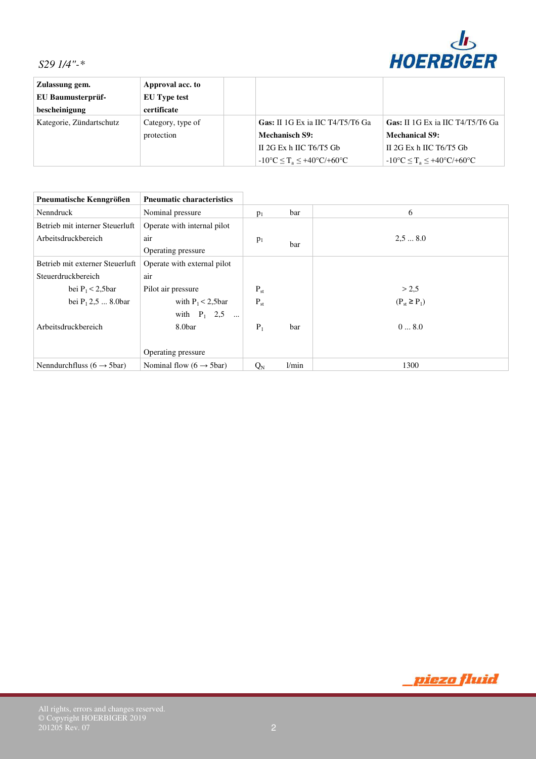*S29 1/4"-**

| Zulassung gem. EU Baumusterprüf-bescheinigung | Approval acc. to EU Type test certificate | | | |
|---|---|---|---|---|
| Kategorie, Zündartschutz | Category, type of protection | | **Gas:** II 1G Ex ia IIC T4/T5/T6 Ga<br>**Mechanisch S9:**<br>II 2G Ex h IIC T6/T5 Gb<br>$-10°C \leq T_a \leq +40°C/+60°C$ | **Gas:** II 1G Ex ia IIC T4/T5/T6 Ga<br>**Mechanical S9:**<br>II 2G Ex h IIC T6/T5 Gb<br>$-10°C \leq T_a \leq +40°C/+60°C$ |

| **Pneumatische Kenngrößen** | **Pneumatic characteristics** | | | |
|---|---|---|---|---|
| Nenndruck | Nominal pressure | $p_1$ | bar | 6 |
| Betrieb mit interner Steuerluft<br>Arbeitsdruckbereich | Operate with internal pilot air<br>Operating pressure | $p_1$ | bar | 2,5 ... 8.0 |
| Betrieb mit externer Steuerluft<br>Steuerdruckbereich<br>bei $P_1 < 2{,}5$bar<br>bei $P_1$ 2,5 ... 8.0bar<br>Arbeitsdruckbereich | Operate with external pilot air<br>Pilot air pressure<br>with $P_1 < 2{,}5$bar<br>with $P_1$ 2,5 ... 8.0bar<br>Operating pressure | <br><br>$P_{st}$<br>$P_{st}$<br>$P_1$ | <br><br><br><br>bar | <br><br>> 2,5<br>($P_{st} \geq P_1$)<br>0 ... 8.0 |
| Nenndurchfluss (6 → 5bar) | Nominal flow (6 → 5bar) | $Q_N$ | l/min | 1300 |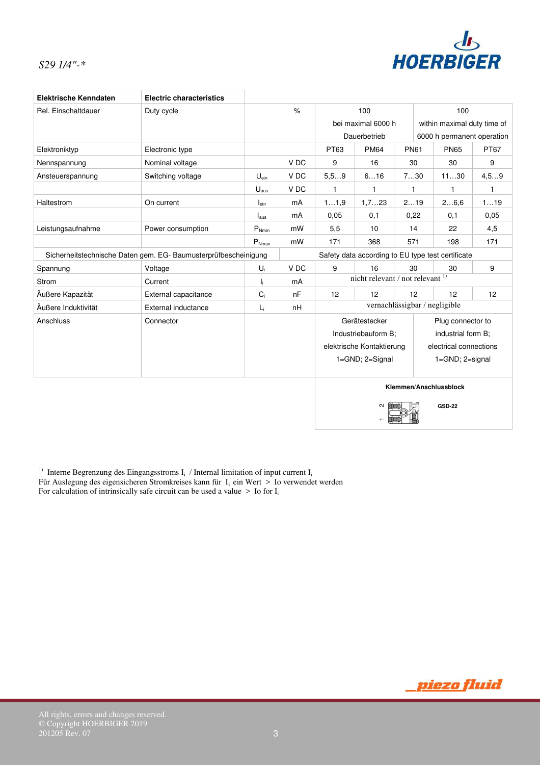*S29 1/4"-**

| Elektrische Kenndaten | Electric characteristics | | | | | | | |
|---|---|---|---|---|---|---|---|---|
| Rel. Einschaltdauer | Duty cycle | | % | 100 bei maximal 6000 h Dauerbetrieb | | | 100 within maximal duty time of 6000 h permanent operation | |
| Elektroniktyp | Electronic type | | | PT63 | PM64 | PN61 | PN65 | PT67 |
| Nennspannung | Nominal voltage | | V DC | 9 | 16 | 30 | 30 | 9 |
| Ansteuerspannung | Switching voltage | $U_{ein}$ | V DC | 5,5…9 | 6…16 | 7…30 | 11…30 | 4,5…9 |
| | | $U_{aus}$ | V DC | 1 | 1 | 1 | 1 | 1 |
| Haltestrom | On current | $I_{ein}$ | mA | 1…1,9 | 1,7…23 | 2…19 | 2…6,6 | 1…19 |
| | | $I_{aus}$ | mA | 0,05 | 0,1 | 0,22 | 0,1 | 0,05 |
| Leistungsaufnahme | Power consumption | $P_{Nmin}$ | mW | 5,5 | 10 | 14 | 22 | 4,5 |
| | | $P_{Nmax}$ | mW | 171 | 368 | 571 | 198 | 171 |
| Sicherheitstechnische Daten gem. EG- Baumusterprüfbescheinigung | | | | Safety data according to EU type test certificate | | | | |
| Spannung | Voltage | $U_i$ | V DC | 9 | 16 | 30 | 30 | 9 |
| Strom | Current | $I_i$ | mA | nicht relevant / not relevant [1] | | | | |
| Äußere Kapazität | External capacitance | $C_i$ | nF | 12 | 12 | 12 | 12 | 12 |
| Äußere Induktivität | External inductance | $L_i$ | nH | vernachlässigbar / negligible | | | | |
| Anschluss | Connector | | | Gerätestecker Industriebauform B; elektrische Kontaktierung 1=GND; 2=Signal | | | Plug connector to industrial form B; electrical connections 1=GND; 2=signal | |

**Klemmen/Anschlussblock**

GSD-22

[1] Interne Begrenzung des Eingangsstroms $I_i$ / Internal limitation of input current $I_i$
Für Auslegung des eigensicheren Stromkreises kann für $I_i$ ein Wert > Io verwendet werden
For calculation of intrinsically safe circuit can be used a value > Io for $I_i$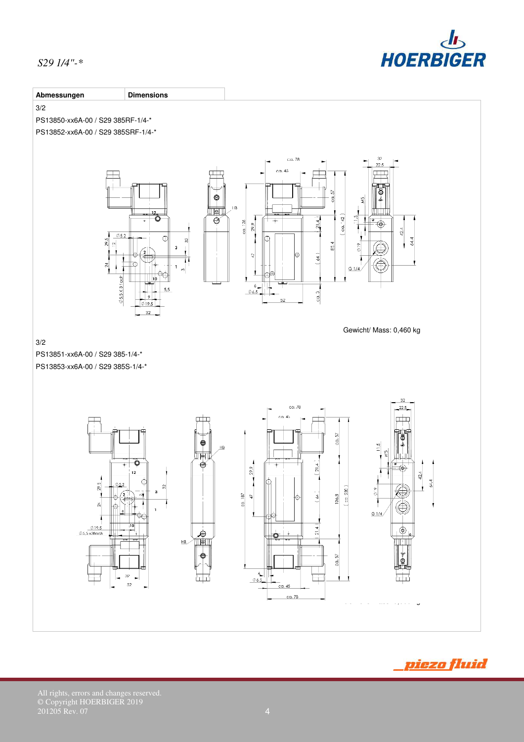## Abmessungen | Dimensions

3/2

PS13850-xx6A-00 / S29 385RF-1/4-*

PS13852-xx6A-00 / S29 385SRF-1/4-*

Gewicht/ Mass: 0,460 kg

3/2

PS13851-xx6A-00 / S29 385-1/4-*

PS13853-xx6A-00 / S29 385S-1/4-*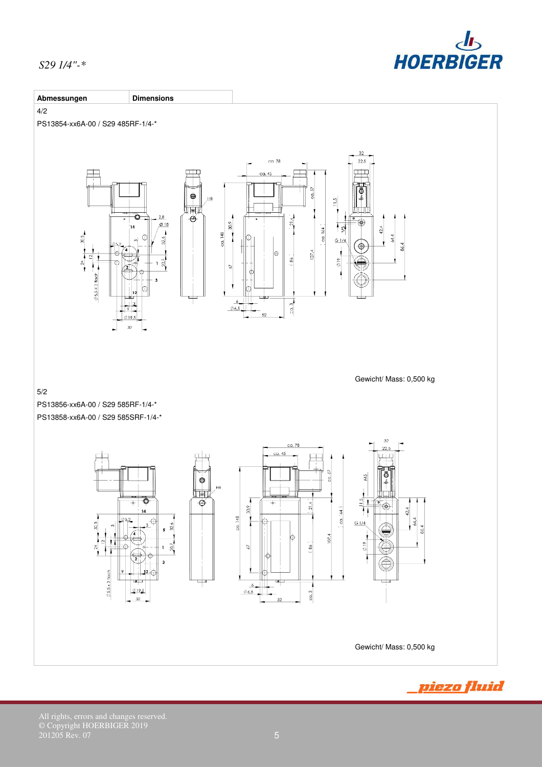| Abmessungen | Dimensions |
|---|---|

4/2

PS13854-xx6A-00 / S29 485RF-1/4-*

Gewicht/ Mass: 0,500 kg

5/2

PS13856-xx6A-00 / S29 585RF-1/4-*

PS13858-xx6A-00 / S29 585SRF-1/4-*

Gewicht/ Mass: 0,500 kg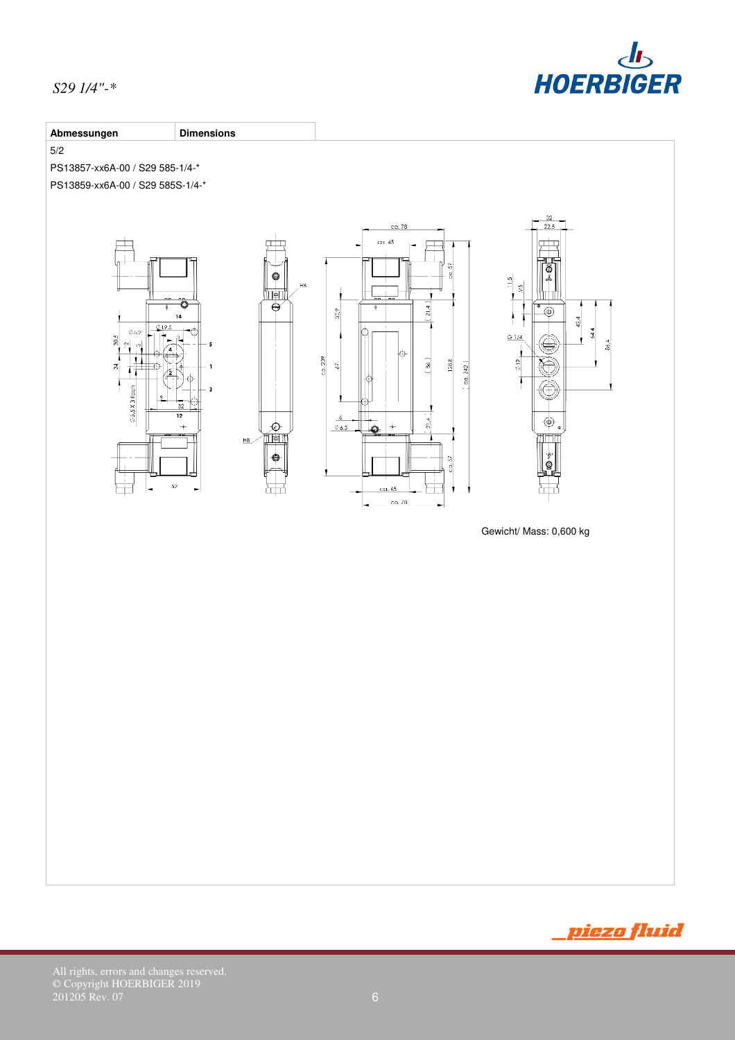| Abmessungen | Dimensions |
|---|---|

5/2

PS13857-xx6A-00 / S29 585-1/4-*

PS13859-xx6A-00 / S29 585S-1/4-*

Gewicht/ Mass: 0,600 kg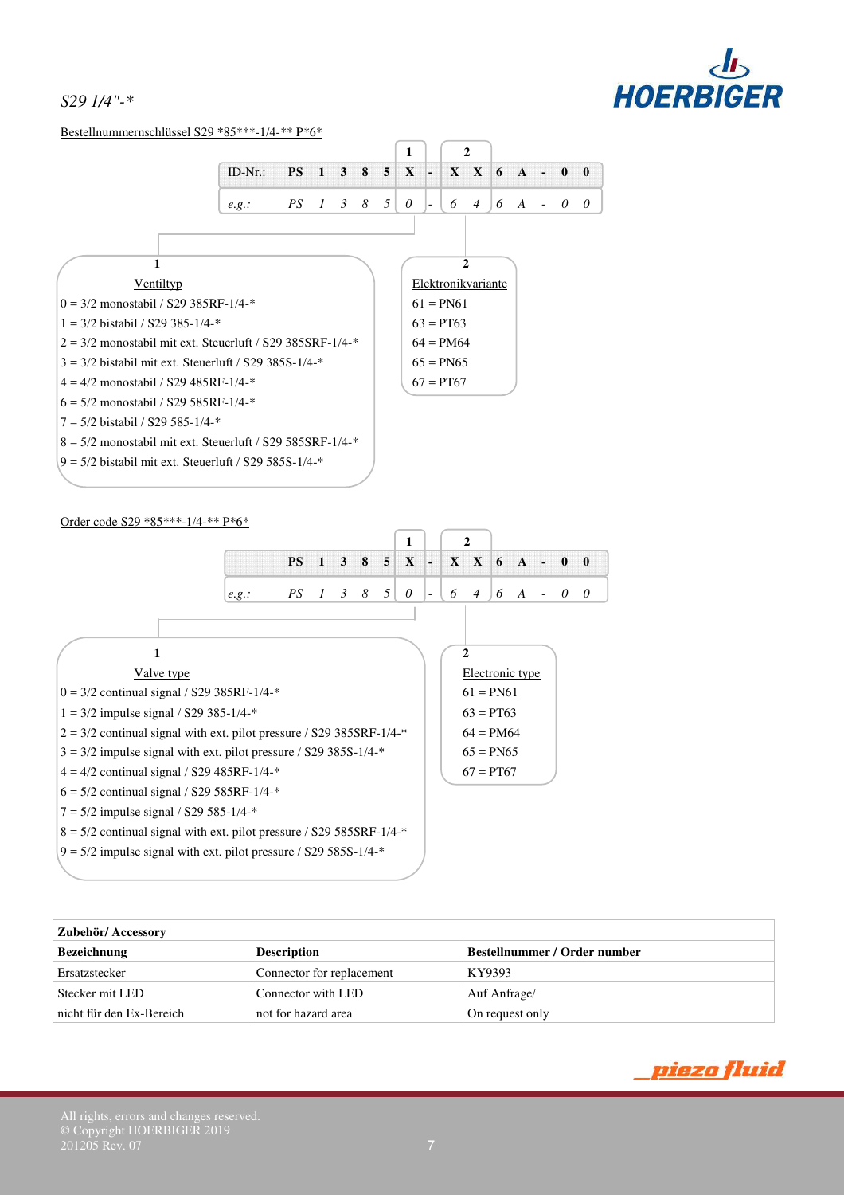*S29 1/4"-**

Bestellnummernschlüssel S29 *85***-1/4-** P*6*

| | | | | | | 1 | | 2 | | | | | | |
|---|---|---|---|---|---|---|---|---|---|---|---|---|---|---|
| ID-Nr.: | PS | 1 | 3 | 8 | 5 | X | - | X | X | 6 | A | - | 0 | 0 |
| *e.g.:* | *PS* | *1* | *3* | *8* | *5* | *0* | - | *6* | *4* | *6* | *A* | - | *0* | *0* |

**1**

Ventiltyp

0 = 3/2 monostabil / S29 385RF-1/4-*
1 = 3/2 bistabil / S29 385-1/4-*
2 = 3/2 monostabil mit ext. Steuerluft / S29 385SRF-1/4-*
3 = 3/2 bistabil mit ext. Steuerluft / S29 385S-1/4-*
4 = 4/2 monostabil / S29 485RF-1/4-*
6 = 5/2 monostabil / S29 585RF-1/4-*
7 = 5/2 bistabil / S29 585-1/4-*
8 = 5/2 monostabil mit ext. Steuerluft / S29 585SRF-1/4-*
9 = 5/2 bistabil mit ext. Steuerluft / S29 585S-1/4-*

**2**

Elektronikvariante

61 = PN61
63 = PT63
64 = PM64
65 = PN65
67 = PT67

Order code S29 *85***-1/4-** P*6*

| | | | | | | 1 | | 2 | | | | | | |
|---|---|---|---|---|---|---|---|---|---|---|---|---|---|---|
| | PS | 1 | 3 | 8 | 5 | X | - | X | X | 6 | A | - | 0 | 0 |
| *e.g.:* | *PS* | *1* | *3* | *8* | *5* | *0* | - | *6* | *4* | *6* | *A* | - | *0* | *0* |

**1**

Valve type

0 = 3/2 continual signal / S29 385RF-1/4-*
1 = 3/2 impulse signal / S29 385-1/4-*
2 = 3/2 continual signal with ext. pilot pressure / S29 385SRF-1/4-*
3 = 3/2 impulse signal with ext. pilot pressure / S29 385S-1/4-*
4 = 4/2 continual signal / S29 485RF-1/4-*
6 = 5/2 continual signal / S29 585RF-1/4-*
7 = 5/2 impulse signal / S29 585-1/4-*
8 = 5/2 continual signal with ext. pilot pressure / S29 585SRF-1/4-*
9 = 5/2 impulse signal with ext. pilot pressure / S29 585S-1/4-*

**2**

Electronic type

61 = PN61
63 = PT63
64 = PM64
65 = PN65
67 = PT67

**Zubehör/ Accessory**

| **Bezeichnung** | **Description** | **Bestellnummer / Order number** |
|---|---|---|
| Ersatzstecker | Connector for replacement | KY9393 |
| Stecker mit LED nicht für den Ex-Bereich | Connector with LED not for hazard area | Auf Anfrage/ On request only |

All rights, errors and changes reserved.
© Copyright HOERBIGER 2019
201205 Rev. 07